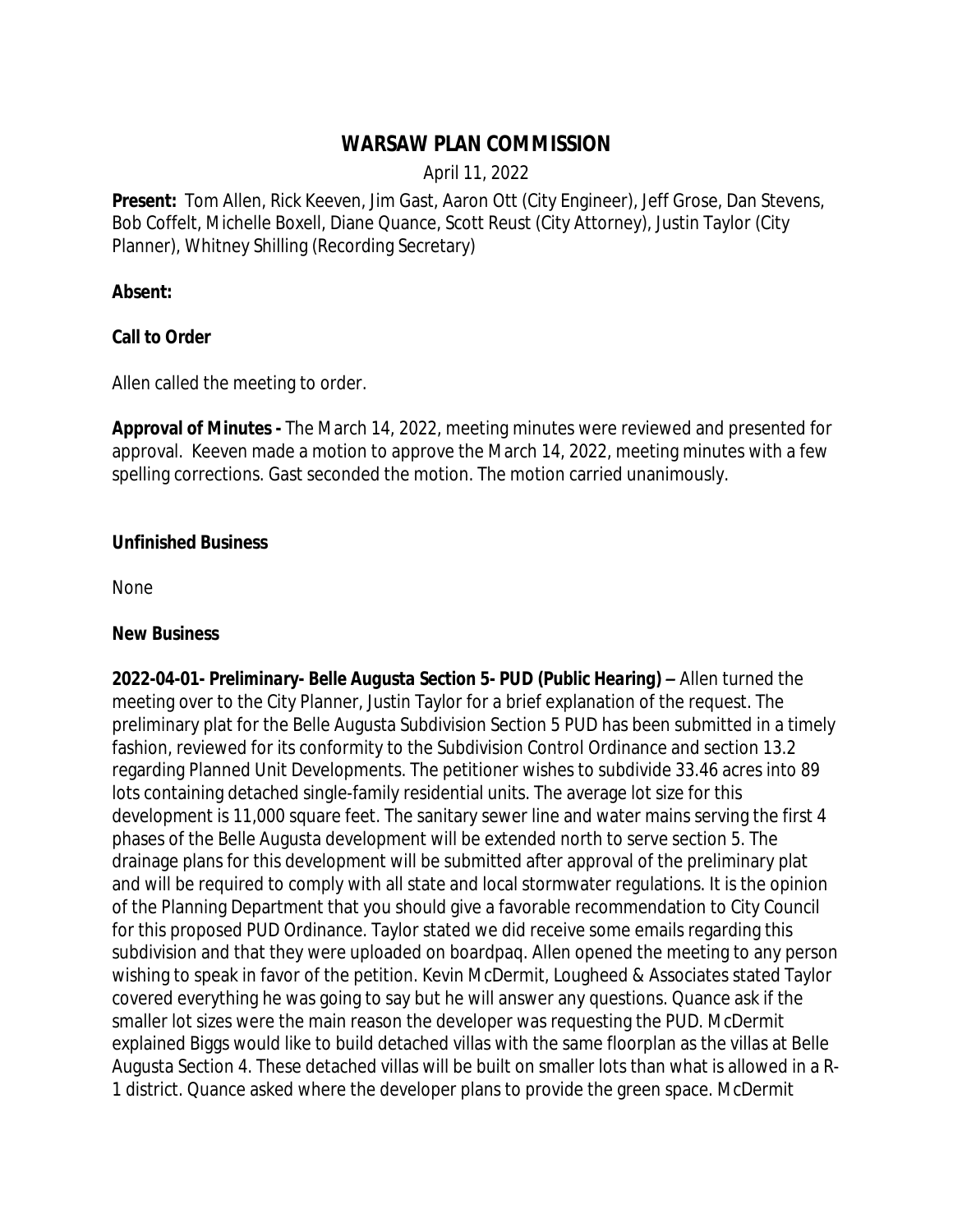# WARSAW PLAN COMMISSION

April 11, 2022

**Present:** Tom Allen, Rick Keeven, Jim Gast, Aaron Ott (City Engineer), Jeff Grose, Dan Stevens, Bob Coffelt, Michelle Boxell, Diane Quance, Scott Reust (City Attorney), Justin Taylor (City Planner), Whitney Shilling (Recording Secretary)

**Absent:**

**Call to Order**

Allen called the meeting to order.

**Approval of Minutes -** The March 14, 2022, meeting minutes were reviewed and presented for approval. Keeven made a motion to approve the March 14, 2022, meeting minutes with a few spelling corrections. Gast seconded the motion. The motion carried unanimously.

**Unfinished Business**

None

**New Business**

***2022-04-01- Preliminary- Belle Augusta Section 5- PUD (Public Hearing)*** **–** Allen turned the meeting over to the City Planner, Justin Taylor for a brief explanation of the request. The preliminary plat for the Belle Augusta Subdivision Section 5 PUD has been submitted in a timely fashion, reviewed for its conformity to the Subdivision Control Ordinance and section 13.2 regarding Planned Unit Developments. The petitioner wishes to subdivide 33.46 acres into 89 lots containing detached single-family residential units. The average lot size for this development is 11,000 square feet. The sanitary sewer line and water mains serving the first 4 phases of the Belle Augusta development will be extended north to serve section 5. The drainage plans for this development will be submitted after approval of the preliminary plat and will be required to comply with all state and local stormwater regulations. It is the opinion of the Planning Department that you should give a favorable recommendation to City Council for this proposed PUD Ordinance. Taylor stated we did receive some emails regarding this subdivision and that they were uploaded on boardpaq. Allen opened the meeting to any person wishing to speak in favor of the petition. Kevin McDermit, Lougheed & Associates stated Taylor covered everything he was going to say but he will answer any questions. Quance ask if the smaller lot sizes were the main reason the developer was requesting the PUD. McDermit explained Biggs would like to build detached villas with the same floorplan as the villas at Belle Augusta Section 4. These detached villas will be built on smaller lots than what is allowed in a R-1 district. Quance asked where the developer plans to provide the green space. McDermit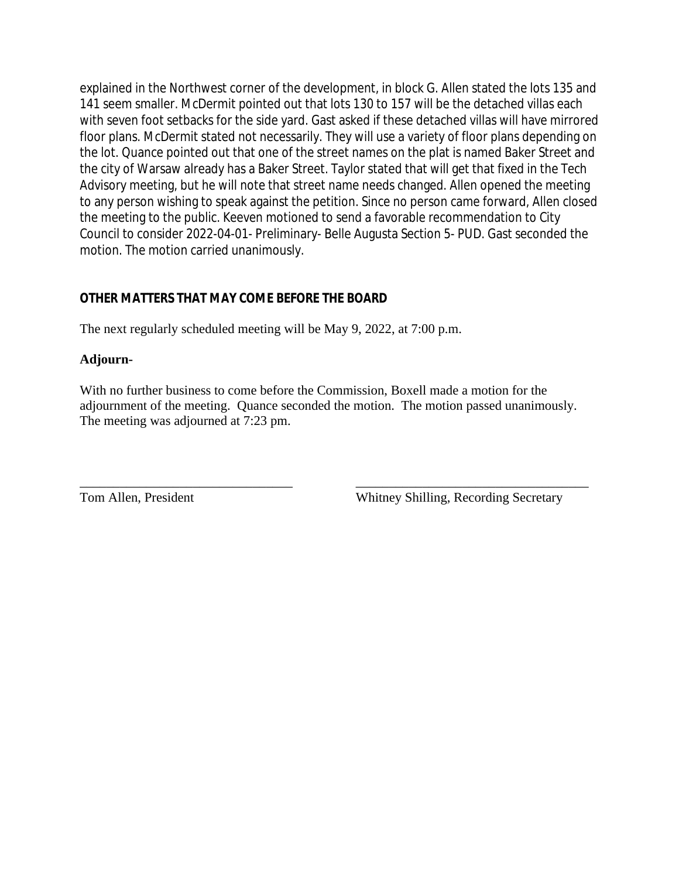explained in the Northwest corner of the development, in block G. Allen stated the lots 135 and 141 seem smaller. McDermit pointed out that lots 130 to 157 will be the detached villas each with seven foot setbacks for the side yard. Gast asked if these detached villas will have mirrored floor plans. McDermit stated not necessarily. They will use a variety of floor plans depending on the lot. Quance pointed out that one of the street names on the plat is named Baker Street and the city of Warsaw already has a Baker Street. Taylor stated that will get that fixed in the Tech Advisory meeting, but he will note that street name needs changed. Allen opened the meeting to any person wishing to speak against the petition. Since no person came forward, Allen closed the meeting to the public. Keeven motioned to send a favorable recommendation to City Council to consider 2022-04-01- Preliminary- Belle Augusta Section 5- PUD. Gast seconded the motion. The motion carried unanimously.

**OTHER MATTERS THAT MAY COME BEFORE THE BOARD**

The next regularly scheduled meeting will be May 9, 2022, at 7:00 p.m.

**Adjourn-**

With no further business to come before the Commission, Boxell made a motion for the adjournment of the meeting. Quance seconded the motion. The motion passed unanimously. The meeting was adjourned at 7:23 pm.

\_\_\_\_\_\_\_\_\_\_\_\_\_\_\_\_\_\_\_\_\_\_\_\_\_\_\_\_\_\_\_\_\_ 
Tom Allen, President

\_\_\_\_\_\_\_\_\_\_\_\_\_\_\_\_\_\_\_\_\_\_\_\_\_\_\_\_\_\_\_\_\_\_\_\_ 
Whitney Shilling, Recording Secretary